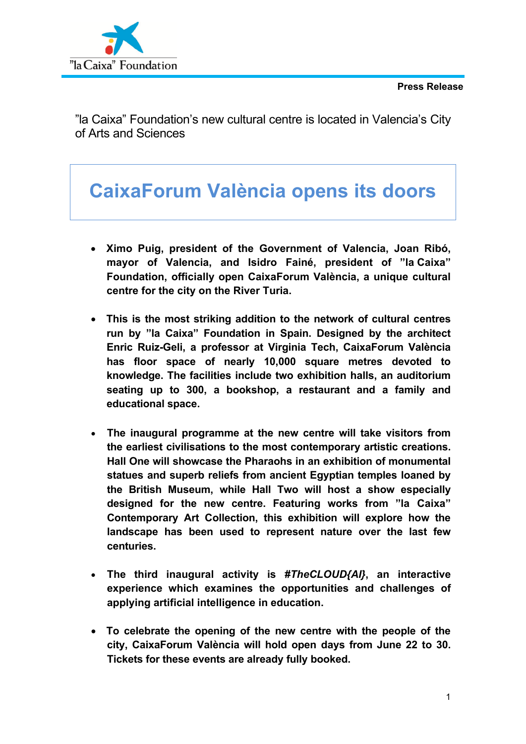"la Caixa" Foundation

**Press Release**

"la Caixa" Foundation's new cultural centre is located in Valencia's City of Arts and Sciences

# CaixaForum València opens its doors

- **Ximo Puig, president of the Government of Valencia, Joan Ribó, mayor of Valencia, and Isidro Fainé, president of "la Caixa" Foundation, officially open CaixaForum València, a unique cultural centre for the city on the River Turia.**

- **This is the most striking addition to the network of cultural centres run by "la Caixa" Foundation in Spain. Designed by the architect Enric Ruiz-Geli, a professor at Virginia Tech, CaixaForum València has floor space of nearly 10,000 square metres devoted to knowledge. The facilities include two exhibition halls, an auditorium seating up to 300, a bookshop, a restaurant and a family and educational space.**

- **The inaugural programme at the new centre will take visitors from the earliest civilisations to the most contemporary artistic creations. Hall One will showcase the Pharaohs in an exhibition of monumental statues and superb reliefs from ancient Egyptian temples loaned by the British Museum, while Hall Two will host a show especially designed for the new centre. Featuring works from "la Caixa" Contemporary Art Collection, this exhibition will explore how the landscape has been used to represent nature over the last few centuries.**

- **The third inaugural activity is *#TheCLOUD{AI}*, an interactive experience which examines the opportunities and challenges of applying artificial intelligence in education.**

- **To celebrate the opening of the new centre with the people of the city, CaixaForum València will hold open days from June 22 to 30. Tickets for these events are already fully booked.**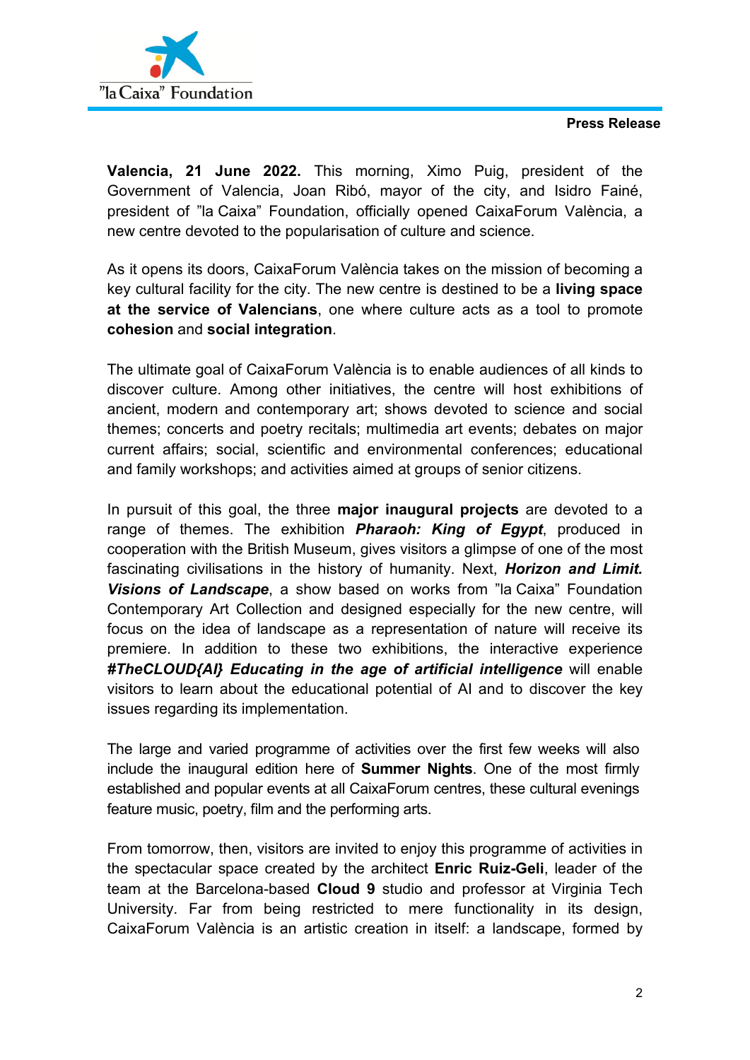**Press Release**

**Valencia, 21 June 2022.** This morning, Ximo Puig, president of the Government of Valencia, Joan Ribó, mayor of the city, and Isidro Fainé, president of "la Caixa" Foundation, officially opened CaixaForum València, a new centre devoted to the popularisation of culture and science.

As it opens its doors, CaixaForum València takes on the mission of becoming a key cultural facility for the city. The new centre is destined to be a **living space at the service of Valencians**, one where culture acts as a tool to promote **cohesion** and **social integration**.

The ultimate goal of CaixaForum València is to enable audiences of all kinds to discover culture. Among other initiatives, the centre will host exhibitions of ancient, modern and contemporary art; shows devoted to science and social themes; concerts and poetry recitals; multimedia art events; debates on major current affairs; social, scientific and environmental conferences; educational and family workshops; and activities aimed at groups of senior citizens.

In pursuit of this goal, the three **major inaugural projects** are devoted to a range of themes. The exhibition ***Pharaoh: King of Egypt***, produced in cooperation with the British Museum, gives visitors a glimpse of one of the most fascinating civilisations in the history of humanity. Next, ***Horizon and Limit. Visions of Landscape***, a show based on works from "la Caixa" Foundation Contemporary Art Collection and designed especially for the new centre, will focus on the idea of landscape as a representation of nature will receive its premiere. In addition to these two exhibitions, the interactive experience ***#TheCLOUD{AI} Educating in the age of artificial intelligence*** will enable visitors to learn about the educational potential of AI and to discover the key issues regarding its implementation.

The large and varied programme of activities over the first few weeks will also include the inaugural edition here of **Summer Nights**. One of the most firmly established and popular events at all CaixaForum centres, these cultural evenings feature music, poetry, film and the performing arts.

From tomorrow, then, visitors are invited to enjoy this programme of activities in the spectacular space created by the architect **Enric Ruiz-Geli**, leader of the team at the Barcelona-based **Cloud 9** studio and professor at Virginia Tech University. Far from being restricted to mere functionality in its design, CaixaForum València is an artistic creation in itself: a landscape, formed by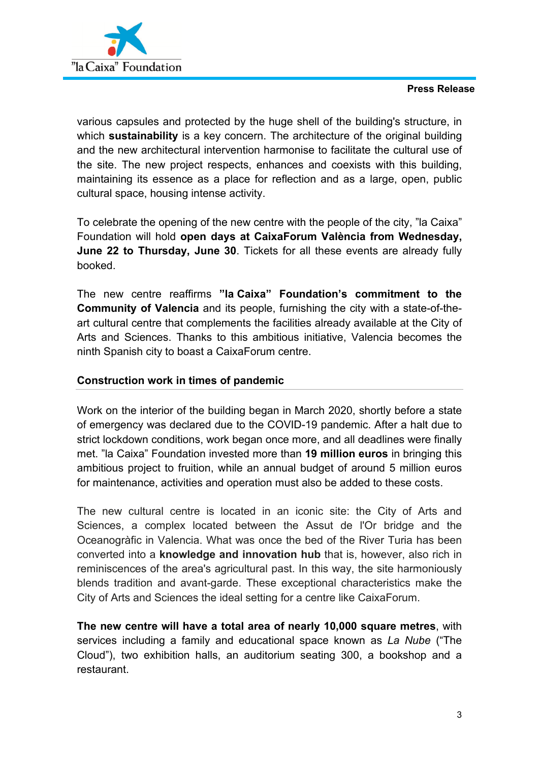various capsules and protected by the huge shell of the building's structure, in which **sustainability** is a key concern. The architecture of the original building and the new architectural intervention harmonise to facilitate the cultural use of the site. The new project respects, enhances and coexists with this building, maintaining its essence as a place for reflection and as a large, open, public cultural space, housing intense activity.

To celebrate the opening of the new centre with the people of the city, "la Caixa" Foundation will hold **open days at CaixaForum València from Wednesday, June 22 to Thursday, June 30**. Tickets for all these events are already fully booked.

The new centre reaffirms **"la Caixa" Foundation's commitment to the Community of Valencia** and its people, furnishing the city with a state-of-the-art cultural centre that complements the facilities already available at the City of Arts and Sciences. Thanks to this ambitious initiative, Valencia becomes the ninth Spanish city to boast a CaixaForum centre.

## Construction work in times of pandemic

Work on the interior of the building began in March 2020, shortly before a state of emergency was declared due to the COVID-19 pandemic. After a halt due to strict lockdown conditions, work began once more, and all deadlines were finally met. "la Caixa" Foundation invested more than **19 million euros** in bringing this ambitious project to fruition, while an annual budget of around 5 million euros for maintenance, activities and operation must also be added to these costs.

The new cultural centre is located in an iconic site: the City of Arts and Sciences, a complex located between the Assut de l'Or bridge and the Oceanogràfic in Valencia. What was once the bed of the River Turia has been converted into a **knowledge and innovation hub** that is, however, also rich in reminiscences of the area's agricultural past. In this way, the site harmoniously blends tradition and avant-garde. These exceptional characteristics make the City of Arts and Sciences the ideal setting for a centre like CaixaForum.

**The new centre will have a total area of nearly 10,000 square metres**, with services including a family and educational space known as *La Nube* ("The Cloud"), two exhibition halls, an auditorium seating 300, a bookshop and a restaurant.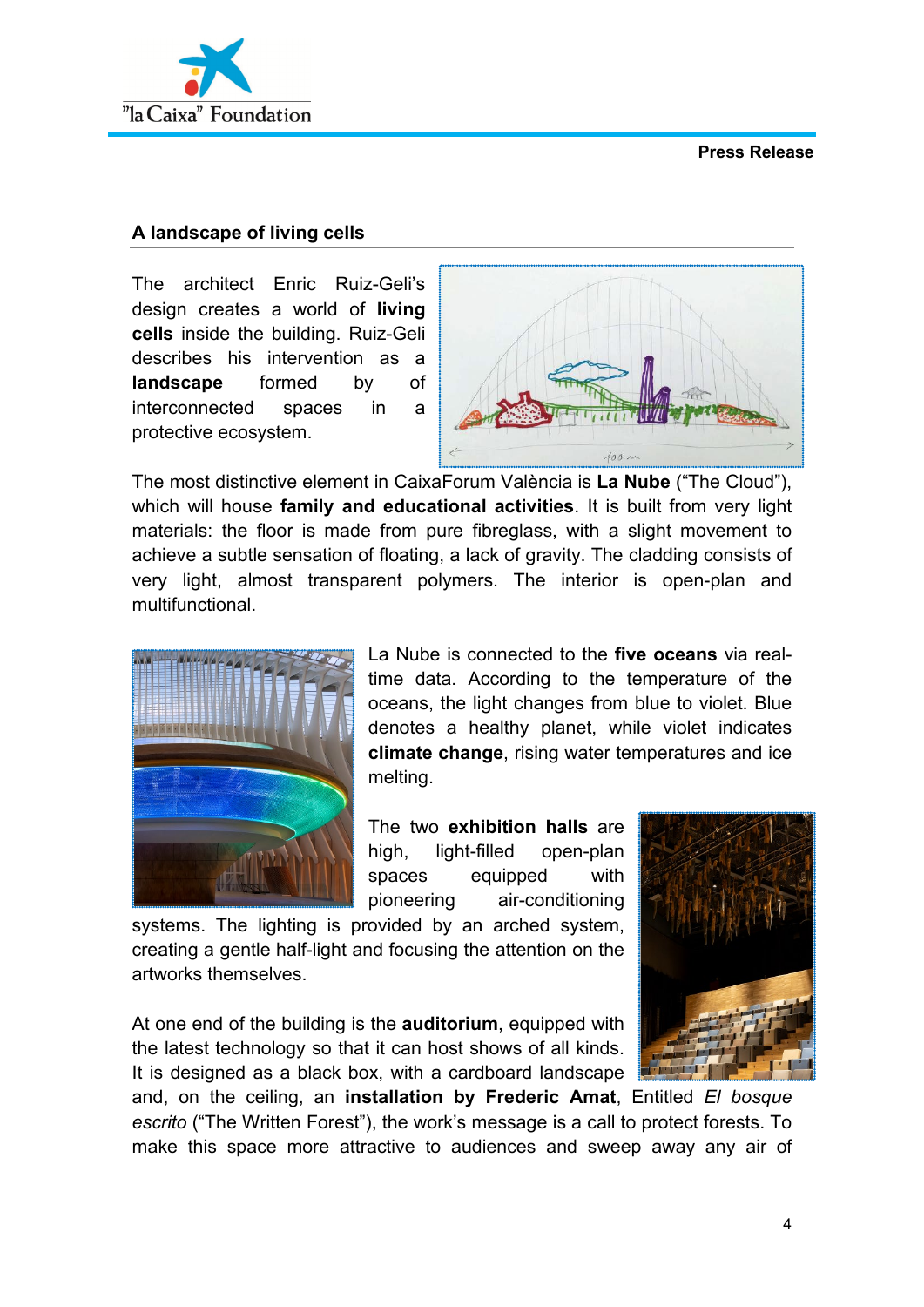## A landscape of living cells

The architect Enric Ruiz-Geli's design creates a world of **living cells** inside the building. Ruiz-Geli describes his intervention as a **landscape** formed by of interconnected spaces in a protective ecosystem.

The most distinctive element in CaixaForum València is **La Nube** ("The Cloud"), which will house **family and educational activities**. It is built from very light materials: the floor is made from pure fibreglass, with a slight movement to achieve a subtle sensation of floating, a lack of gravity. The cladding consists of very light, almost transparent polymers. The interior is open-plan and multifunctional.

La Nube is connected to the **five oceans** via real-time data. According to the temperature of the oceans, the light changes from blue to violet. Blue denotes a healthy planet, while violet indicates **climate change**, rising water temperatures and ice melting.

The two **exhibition halls** are high, light-filled open-plan spaces equipped with pioneering air-conditioning systems. The lighting is provided by an arched system, creating a gentle half-light and focusing the attention on the artworks themselves.

At one end of the building is the **auditorium**, equipped with the latest technology so that it can host shows of all kinds. It is designed as a black box, with a cardboard landscape and, on the ceiling, an **installation by Frederic Amat**, Entitled *El bosque escrito* ("The Written Forest"), the work's message is a call to protect forests. To make this space more attractive to audiences and sweep away any air of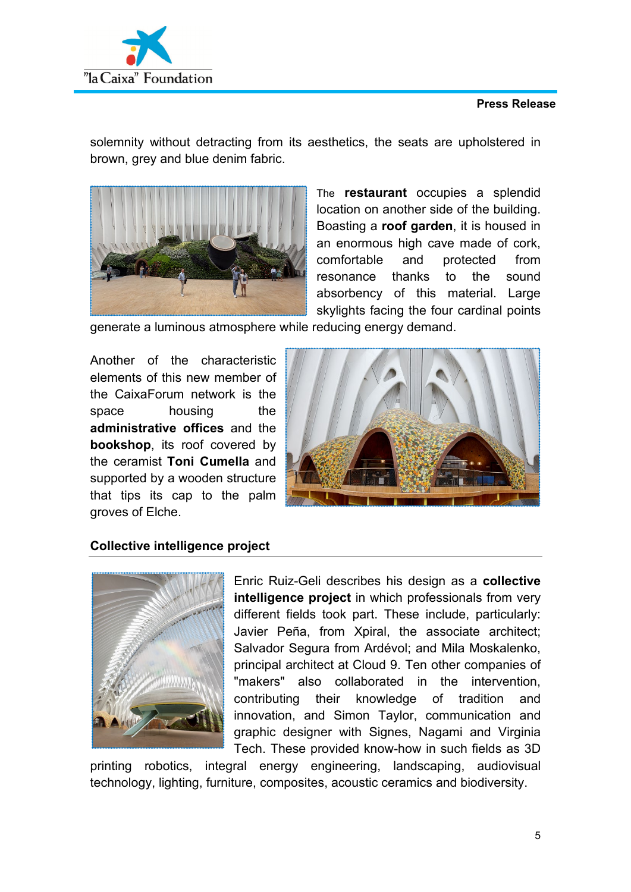solemnity without detracting from its aesthetics, the seats are upholstered in brown, grey and blue denim fabric.

The **restaurant** occupies a splendid location on another side of the building. Boasting a **roof garden**, it is housed in an enormous high cave made of cork, comfortable and protected from resonance thanks to the sound absorbency of this material. Large skylights facing the four cardinal points generate a luminous atmosphere while reducing energy demand.

Another of the characteristic elements of this new member of the CaixaForum network is the space housing the **administrative offices** and the **bookshop**, its roof covered by the ceramist **Toni Cumella** and supported by a wooden structure that tips its cap to the palm groves of Elche.

## Collective intelligence project

Enric Ruiz-Geli describes his design as a **collective intelligence project** in which professionals from very different fields took part. These include, particularly: Javier Peña, from Xpiral, the associate architect; Salvador Segura from Ardévol; and Mila Moskalenko, principal architect at Cloud 9. Ten other companies of "makers" also collaborated in the intervention, contributing their knowledge of tradition and innovation, and Simon Taylor, communication and graphic designer with Signes, Nagami and Virginia Tech. These provided know-how in such fields as 3D printing robotics, integral energy engineering, landscaping, audiovisual technology, lighting, furniture, composites, acoustic ceramics and biodiversity.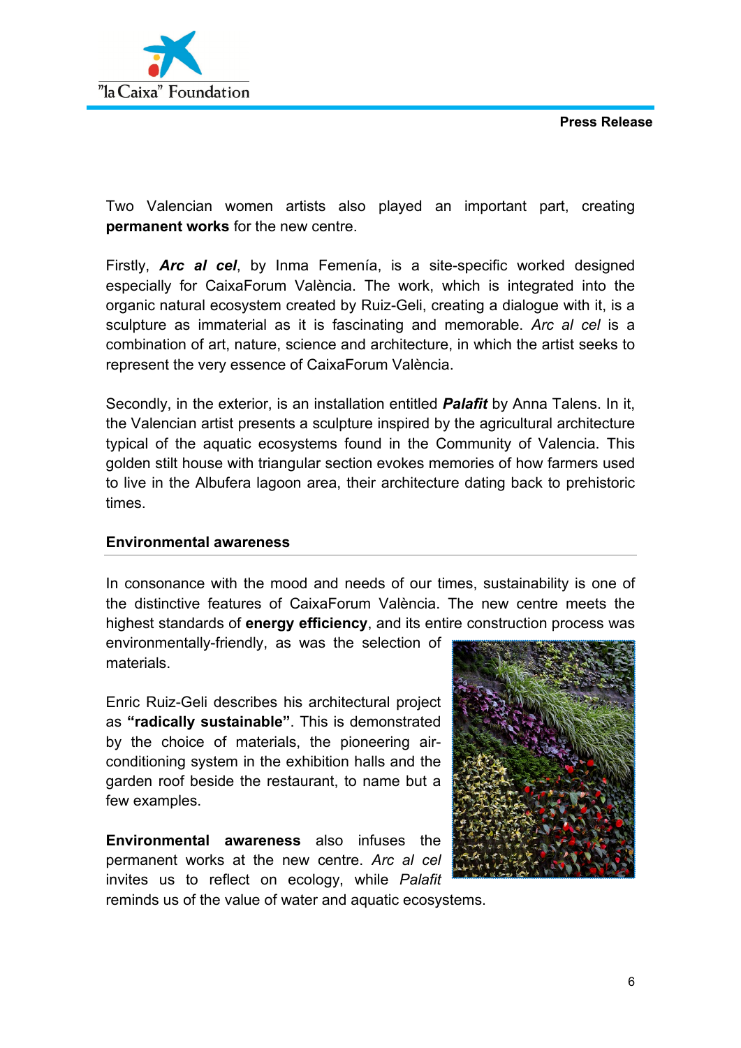Two Valencian women artists also played an important part, creating **permanent works** for the new centre.

Firstly, ***Arc al cel***, by Inma Femenía, is a site-specific worked designed especially for CaixaForum València. The work, which is integrated into the organic natural ecosystem created by Ruiz-Geli, creating a dialogue with it, is a sculpture as immaterial as it is fascinating and memorable. *Arc al cel* is a combination of art, nature, science and architecture, in which the artist seeks to represent the very essence of CaixaForum València.

Secondly, in the exterior, is an installation entitled ***Palafit*** by Anna Talens. In it, the Valencian artist presents a sculpture inspired by the agricultural architecture typical of the aquatic ecosystems found in the Community of Valencia. This golden stilt house with triangular section evokes memories of how farmers used to live in the Albufera lagoon area, their architecture dating back to prehistoric times.

## Environmental awareness

In consonance with the mood and needs of our times, sustainability is one of the distinctive features of CaixaForum València. The new centre meets the highest standards of **energy efficiency**, and its entire construction process was environmentally-friendly, as was the selection of materials.

Enric Ruiz-Geli describes his architectural project as **"radically sustainable"**. This is demonstrated by the choice of materials, the pioneering air-conditioning system in the exhibition halls and the garden roof beside the restaurant, to name but a few examples.

**Environmental awareness** also infuses the permanent works at the new centre. *Arc al cel* invites us to reflect on ecology, while *Palafit* reminds us of the value of water and aquatic ecosystems.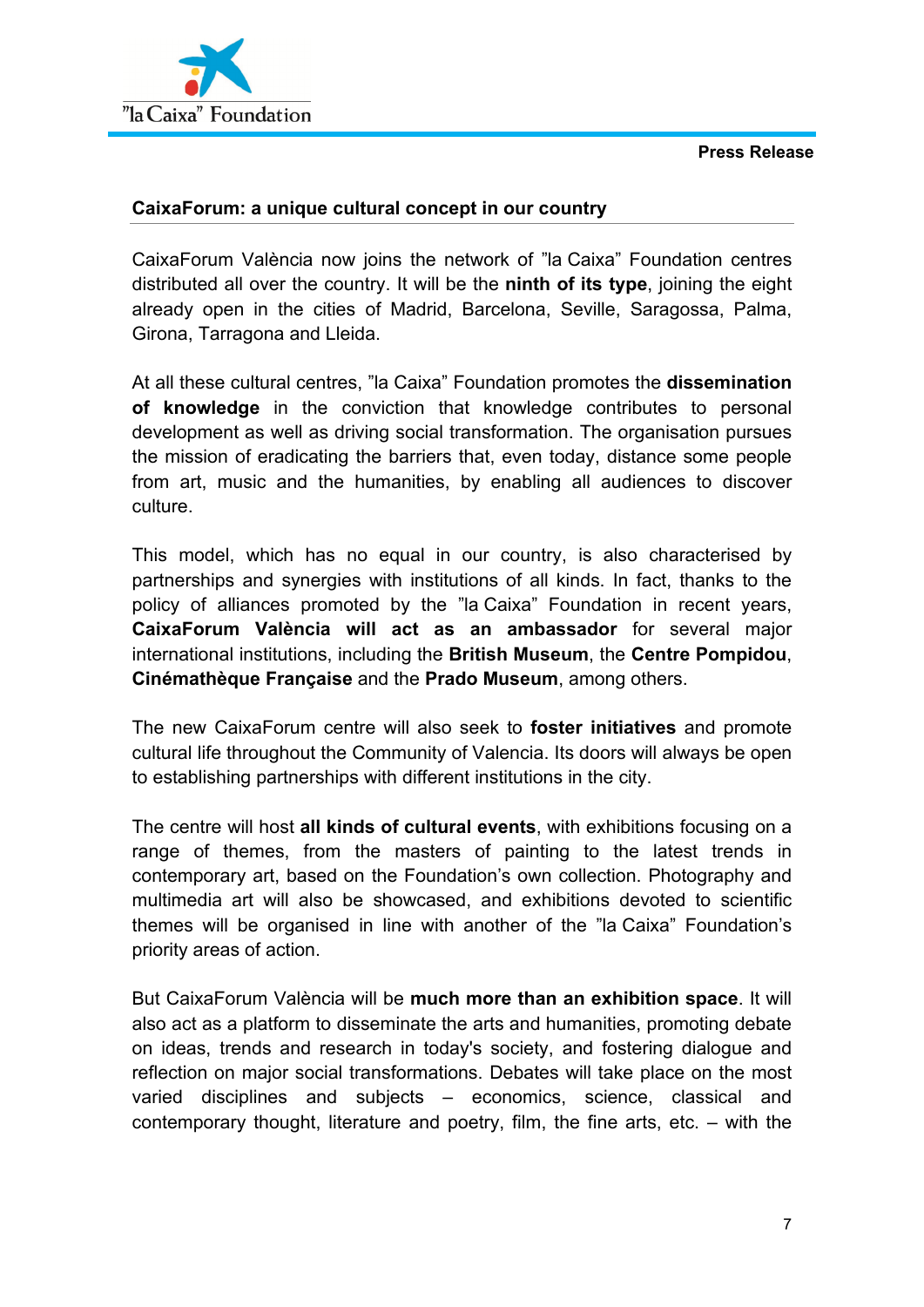**Press Release**

## CaixaForum: a unique cultural concept in our country

CaixaForum València now joins the network of ”la Caixa” Foundation centres distributed all over the country. It will be the **ninth of its type**, joining the eight already open in the cities of Madrid, Barcelona, Seville, Saragossa, Palma, Girona, Tarragona and Lleida.

At all these cultural centres, ”la Caixa” Foundation promotes the **dissemination of knowledge** in the conviction that knowledge contributes to personal development as well as driving social transformation. The organisation pursues the mission of eradicating the barriers that, even today, distance some people from art, music and the humanities, by enabling all audiences to discover culture.

This model, which has no equal in our country, is also characterised by partnerships and synergies with institutions of all kinds. In fact, thanks to the policy of alliances promoted by the ”la Caixa” Foundation in recent years, **CaixaForum València will act as an ambassador** for several major international institutions, including the **British Museum**, the **Centre Pompidou**, **Cinémathèque Française** and the **Prado Museum**, among others.

The new CaixaForum centre will also seek to **foster initiatives** and promote cultural life throughout the Community of Valencia. Its doors will always be open to establishing partnerships with different institutions in the city.

The centre will host **all kinds of cultural events**, with exhibitions focusing on a range of themes, from the masters of painting to the latest trends in contemporary art, based on the Foundation’s own collection. Photography and multimedia art will also be showcased, and exhibitions devoted to scientific themes will be organised in line with another of the ”la Caixa” Foundation’s priority areas of action.

But CaixaForum València will be **much more than an exhibition space**. It will also act as a platform to disseminate the arts and humanities, promoting debate on ideas, trends and research in today's society, and fostering dialogue and reflection on major social transformations. Debates will take place on the most varied disciplines and subjects – economics, science, classical and contemporary thought, literature and poetry, film, the fine arts, etc. – with the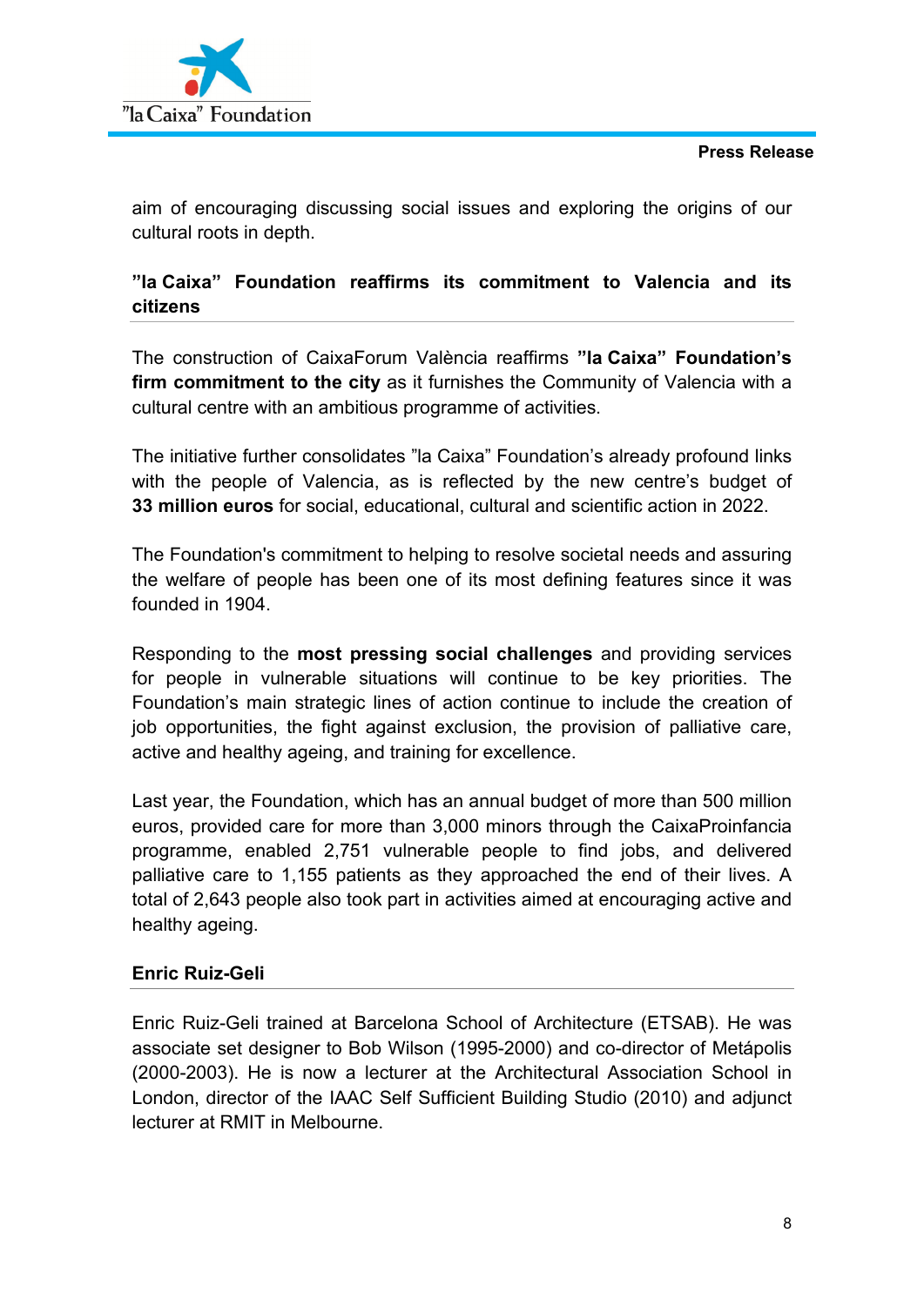aim of encouraging discussing social issues and exploring the origins of our cultural roots in depth.

## ”la Caixa” Foundation reaffirms its commitment to Valencia and its citizens

The construction of CaixaForum València reaffirms **”la Caixa” Foundation’s firm commitment to the city** as it furnishes the Community of Valencia with a cultural centre with an ambitious programme of activities.

The initiative further consolidates ”la Caixa” Foundation’s already profound links with the people of Valencia, as is reflected by the new centre’s budget of **33 million euros** for social, educational, cultural and scientific action in 2022.

The Foundation's commitment to helping to resolve societal needs and assuring the welfare of people has been one of its most defining features since it was founded in 1904.

Responding to the **most pressing social challenges** and providing services for people in vulnerable situations will continue to be key priorities. The Foundation’s main strategic lines of action continue to include the creation of job opportunities, the fight against exclusion, the provision of palliative care, active and healthy ageing, and training for excellence.

Last year, the Foundation, which has an annual budget of more than 500 million euros, provided care for more than 3,000 minors through the CaixaProinfancia programme, enabled 2,751 vulnerable people to find jobs, and delivered palliative care to 1,155 patients as they approached the end of their lives. A total of 2,643 people also took part in activities aimed at encouraging active and healthy ageing.

## Enric Ruiz-Geli

Enric Ruiz-Geli trained at Barcelona School of Architecture (ETSAB). He was associate set designer to Bob Wilson (1995-2000) and co-director of Metápolis (2000-2003). He is now a lecturer at the Architectural Association School in London, director of the IAAC Self Sufficient Building Studio (2010) and adjunct lecturer at RMIT in Melbourne.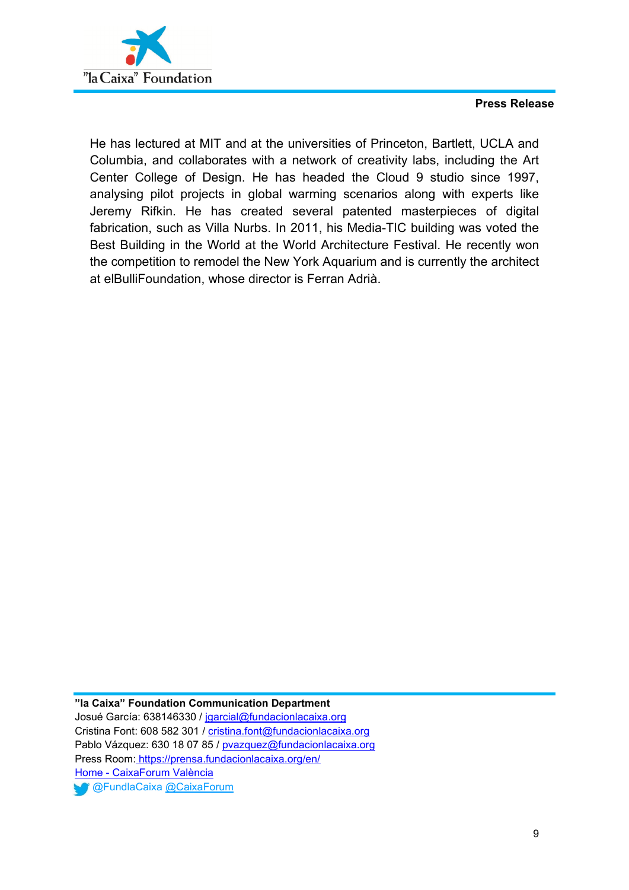He has lectured at MIT and at the universities of Princeton, Bartlett, UCLA and Columbia, and collaborates with a network of creativity labs, including the Art Center College of Design. He has headed the Cloud 9 studio since 1997, analysing pilot projects in global warming scenarios along with experts like Jeremy Rifkin. He has created several patented masterpieces of digital fabrication, such as Villa Nurbs. In 2011, his Media-TIC building was voted the Best Building in the World at the World Architecture Festival. He recently won the competition to remodel the New York Aquarium and is currently the architect at elBulliFoundation, whose director is Ferran Adrià.

**"la Caixa" Foundation Communication Department**
Josué García: 638146330 / jgarcial@fundacionlacaixa.org
Cristina Font: 608 582 301 / cristina.font@fundacionlacaixa.org
Pablo Vázquez: 630 18 07 85 / pvazquez@fundacionlacaixa.org
Press Room: https://prensa.fundacionlacaixa.org/en/
Home - CaixaForum València
@FundlaCaixa @CaixaForum